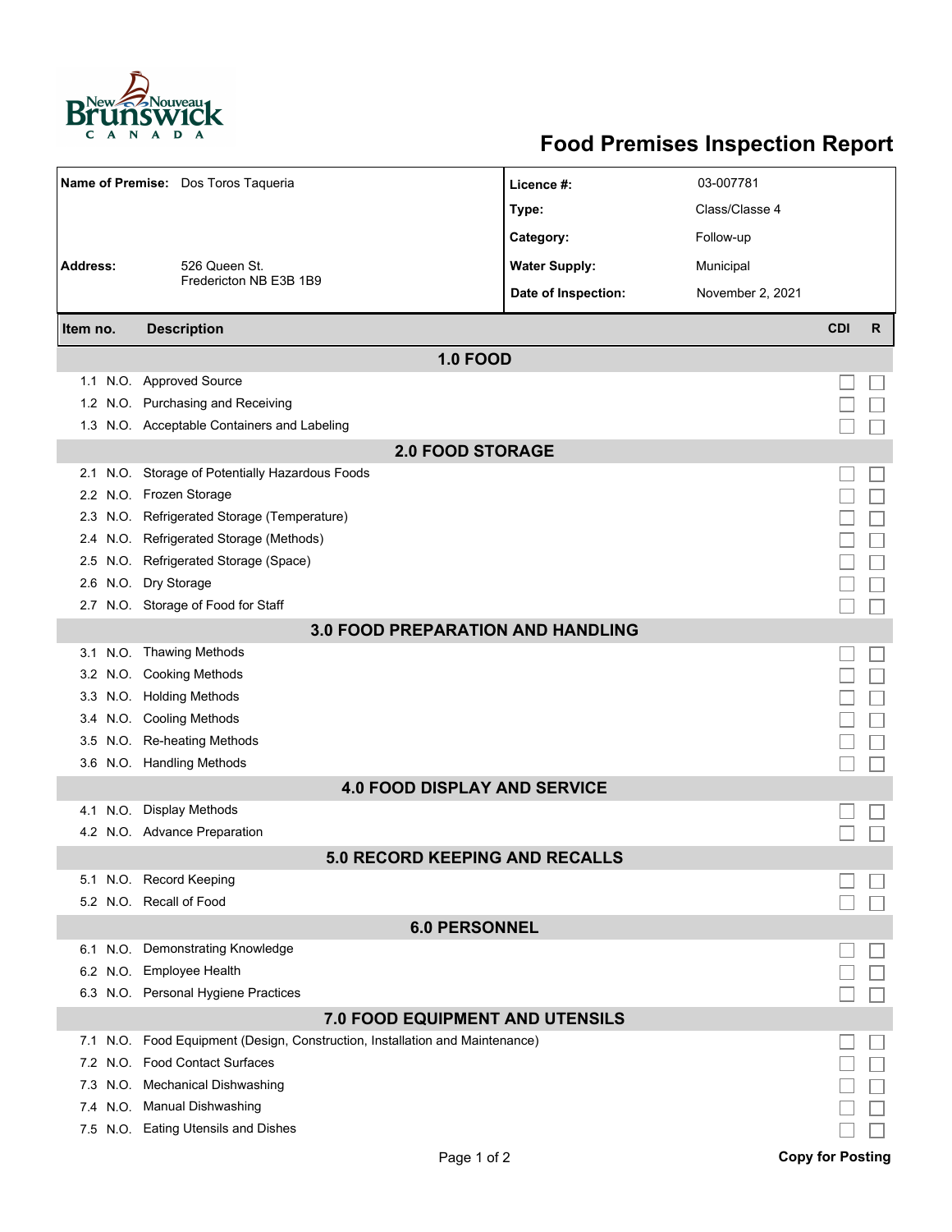# Food Premises Inspection Report

| | | | |
|---|---|---|---|
| **Name of Premise:** | Dos Toros Taqueria | **Licence #:** | 03-007781 |
| | | **Type:** | Class/Classe 4 |
| | | **Category:** | Follow-up |
| **Address:** | 526 Queen St. Fredericton NB E3B 1B9 | **Water Supply:** | Municipal |
| | | **Date of Inspection:** | November 2, 2021 |

| Item no. | | Description | CDI | R |
|---|---|---|---|---|
| | | **1.0 FOOD** | | |
| 1.1 | N.O. | Approved Source | ☐ | ☐ |
| 1.2 | N.O. | Purchasing and Receiving | ☐ | ☐ |
| 1.3 | N.O. | Acceptable Containers and Labeling | ☐ | ☐ |
| | | **2.0 FOOD STORAGE** | | |
| 2.1 | N.O. | Storage of Potentially Hazardous Foods | ☐ | ☐ |
| 2.2 | N.O. | Frozen Storage | ☐ | ☐ |
| 2.3 | N.O. | Refrigerated Storage (Temperature) | ☐ | ☐ |
| 2.4 | N.O. | Refrigerated Storage (Methods) | ☐ | ☐ |
| 2.5 | N.O. | Refrigerated Storage (Space) | ☐ | ☐ |
| 2.6 | N.O. | Dry Storage | ☐ | ☐ |
| 2.7 | N.O. | Storage of Food for Staff | ☐ | ☐ |
| | | **3.0 FOOD PREPARATION AND HANDLING** | | |
| 3.1 | N.O. | Thawing Methods | ☐ | ☐ |
| 3.2 | N.O. | Cooking Methods | ☐ | ☐ |
| 3.3 | N.O. | Holding Methods | ☐ | ☐ |
| 3.4 | N.O. | Cooling Methods | ☐ | ☐ |
| 3.5 | N.O. | Re-heating Methods | ☐ | ☐ |
| 3.6 | N.O. | Handling Methods | ☐ | ☐ |
| | | **4.0 FOOD DISPLAY AND SERVICE** | | |
| 4.1 | N.O. | Display Methods | ☐ | ☐ |
| 4.2 | N.O. | Advance Preparation | ☐ | ☐ |
| | | **5.0 RECORD KEEPING AND RECALLS** | | |
| 5.1 | N.O. | Record Keeping | ☐ | ☐ |
| 5.2 | N.O. | Recall of Food | ☐ | ☐ |
| | | **6.0 PERSONNEL** | | |
| 6.1 | N.O. | Demonstrating Knowledge | ☐ | ☐ |
| 6.2 | N.O. | Employee Health | ☐ | ☐ |
| 6.3 | N.O. | Personal Hygiene Practices | ☐ | ☐ |
| | | **7.0 FOOD EQUIPMENT AND UTENSILS** | | |
| 7.1 | N.O. | Food Equipment (Design, Construction, Installation and Maintenance) | ☐ | ☐ |
| 7.2 | N.O. | Food Contact Surfaces | ☐ | ☐ |
| 7.3 | N.O. | Mechanical Dishwashing | ☐ | ☐ |
| 7.4 | N.O. | Manual Dishwashing | ☐ | ☐ |
| 7.5 | N.O. | Eating Utensils and Dishes | ☐ | ☐ |

**Copy for Posting**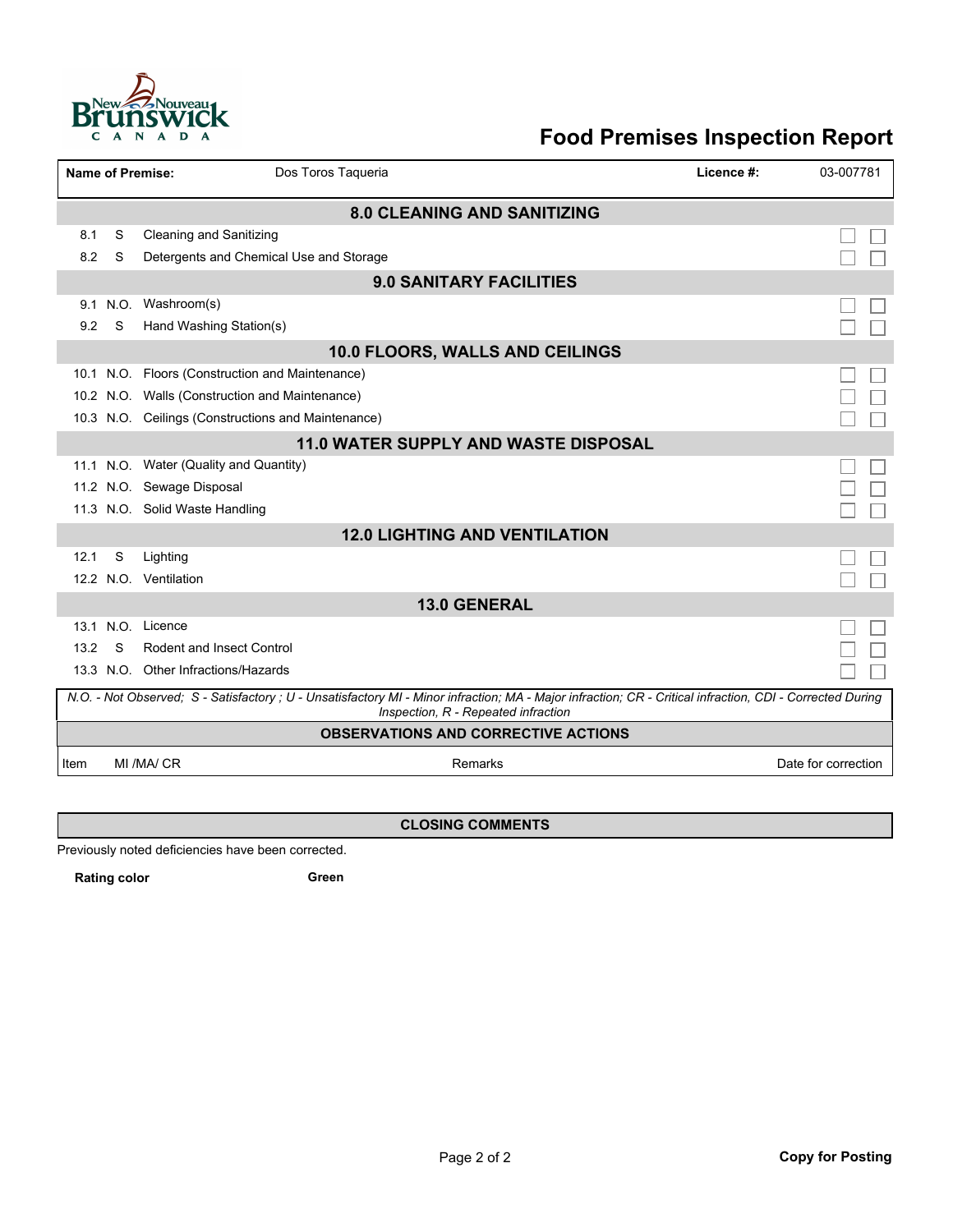# Food Premises Inspection Report

| Name of Premise: | Dos Toros Taqueria | Licence #: | 03-007781 |
|---|---|---|---|

## 8.0 CLEANING AND SANITIZING

| | | | | |
|---|---|---|---|---|
| 8.1 | S | Cleaning and Sanitizing | ☐ | ☐ |
| 8.2 | S | Detergents and Chemical Use and Storage | ☐ | ☐ |

## 9.0 SANITARY FACILITIES

| | | | | |
|---|---|---|---|---|
| 9.1 | N.O. | Washroom(s) | ☐ | ☐ |
| 9.2 | S | Hand Washing Station(s) | ☐ | ☐ |

## 10.0 FLOORS, WALLS AND CEILINGS

| | | | | |
|---|---|---|---|---|
| 10.1 | N.O. | Floors (Construction and Maintenance) | ☐ | ☐ |
| 10.2 | N.O. | Walls (Construction and Maintenance) | ☐ | ☐ |
| 10.3 | N.O. | Ceilings (Constructions and Maintenance) | ☐ | ☐ |

## 11.0 WATER SUPPLY AND WASTE DISPOSAL

| | | | | |
|---|---|---|---|---|
| 11.1 | N.O. | Water (Quality and Quantity) | ☐ | ☐ |
| 11.2 | N.O. | Sewage Disposal | ☐ | ☐ |
| 11.3 | N.O. | Solid Waste Handling | ☐ | ☐ |

## 12.0 LIGHTING AND VENTILATION

| | | | | |
|---|---|---|---|---|
| 12.1 | S | Lighting | ☐ | ☐ |
| 12.2 | N.O. | Ventilation | ☐ | ☐ |

## 13.0 GENERAL

| | | | | |
|---|---|---|---|---|
| 13.1 | N.O. | Licence | ☐ | ☐ |
| 13.2 | S | Rodent and Insect Control | ☐ | ☐ |
| 13.3 | N.O. | Other Infractions/Hazards | ☐ | ☐ |

*N.O. - Not Observed; S - Satisfactory ; U - Unsatisfactory MI - Minor infraction; MA - Major infraction; CR - Critical infraction, CDI - Corrected During Inspection, R - Repeated infraction*

## OBSERVATIONS AND CORRECTIVE ACTIONS

| Item | MI /MA/ CR | Remarks | Date for correction |
|---|---|---|---|

## CLOSING COMMENTS

Previously noted deficiencies have been corrected.

**Rating color** **Green**

**Copy for Posting**